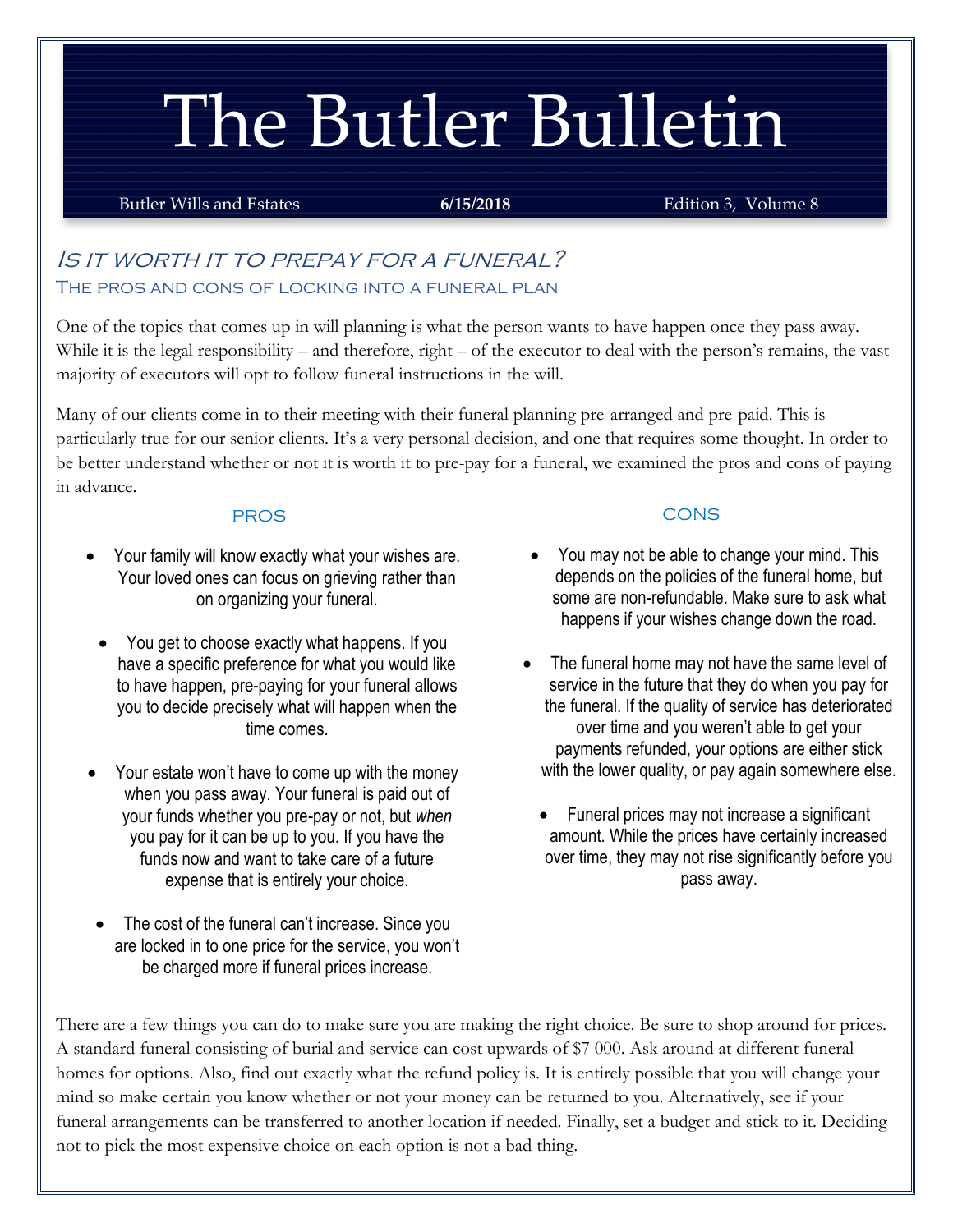# The Butler Bulletin

Butler Wills and Estates **6/15/2018** Edition 3, Volume 8

## *Is it worth it to prepay for a funeral?*

### The pros and cons of locking into a funeral plan

One of the topics that comes up in will planning is what the person wants to have happen once they pass away. While it is the legal responsibility – and therefore, right – of the executor to deal with the person's remains, the vast majority of executors will opt to follow funeral instructions in the will.

Many of our clients come in to their meeting with their funeral planning pre-arranged and pre-paid. This is particularly true for our senior clients. It's a very personal decision, and one that requires some thought. In order to be better understand whether or not it is worth it to pre-pay for a funeral, we examined the pros and cons of paying in advance.

#### PROS

- Your family will know exactly what your wishes are. Your loved ones can focus on grieving rather than on organizing your funeral.
- You get to choose exactly what happens. If you have a specific preference for what you would like to have happen, pre-paying for your funeral allows you to decide precisely what will happen when the time comes.
- Your estate won't have to come up with the money when you pass away. Your funeral is paid out of your funds whether you pre-pay or not, but *when* you pay for it can be up to you. If you have the funds now and want to take care of a future expense that is entirely your choice.
- The cost of the funeral can't increase. Since you are locked in to one price for the service, you won't be charged more if funeral prices increase.

#### CONS

- You may not be able to change your mind. This depends on the policies of the funeral home, but some are non-refundable. Make sure to ask what happens if your wishes change down the road.
- The funeral home may not have the same level of service in the future that they do when you pay for the funeral. If the quality of service has deteriorated over time and you weren't able to get your payments refunded, your options are either stick with the lower quality, or pay again somewhere else.
- Funeral prices may not increase a significant amount. While the prices have certainly increased over time, they may not rise significantly before you pass away.

There are a few things you can do to make sure you are making the right choice. Be sure to shop around for prices. A standard funeral consisting of burial and service can cost upwards of $7 000. Ask around at different funeral homes for options. Also, find out exactly what the refund policy is. It is entirely possible that you will change your mind so make certain you know whether or not your money can be returned to you. Alternatively, see if your funeral arrangements can be transferred to another location if needed. Finally, set a budget and stick to it. Deciding not to pick the most expensive choice on each option is not a bad thing.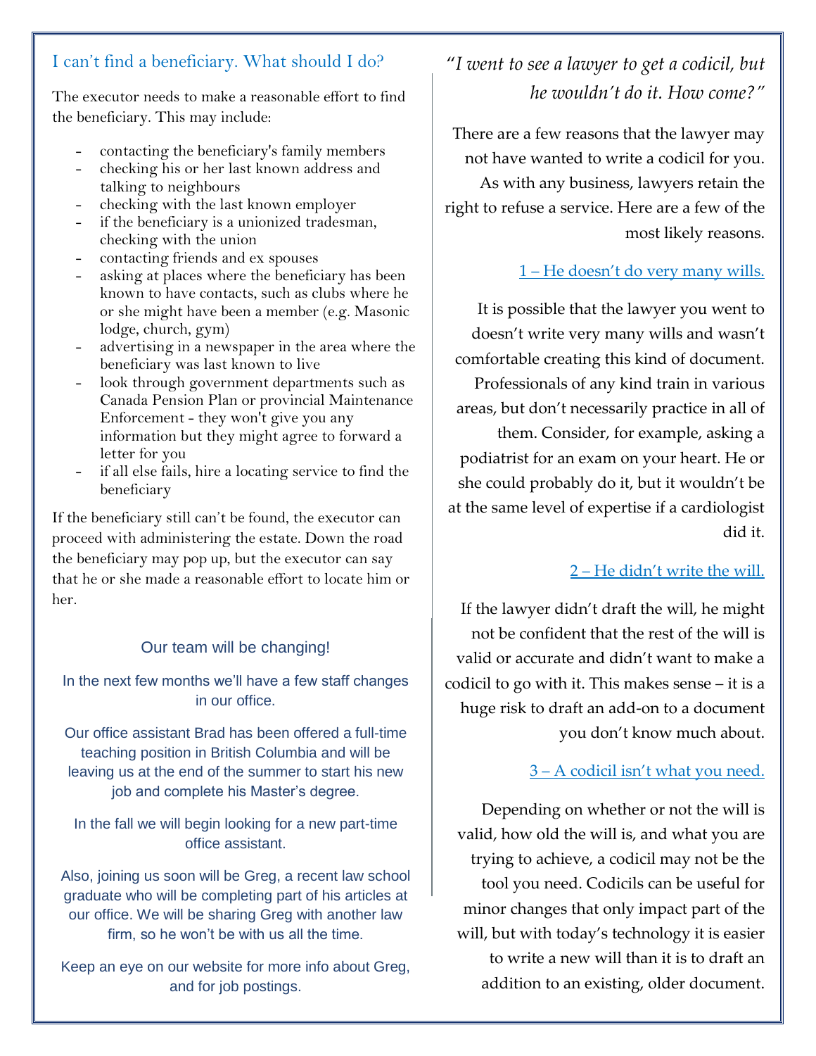## I can't find a beneficiary. What should I do?

The executor needs to make a reasonable effort to find the beneficiary. This may include:

- contacting the beneficiary's family members
- checking his or her last known address and talking to neighbours
- checking with the last known employer
- if the beneficiary is a unionized tradesman, checking with the union
- contacting friends and ex spouses
- asking at places where the beneficiary has been known to have contacts, such as clubs where he or she might have been a member (e.g. Masonic lodge, church, gym)
- advertising in a newspaper in the area where the beneficiary was last known to live
- look through government departments such as Canada Pension Plan or provincial Maintenance Enforcement - they won't give you any information but they might agree to forward a letter for you
- if all else fails, hire a locating service to find the beneficiary

If the beneficiary still can't be found, the executor can proceed with administering the estate. Down the road the beneficiary may pop up, but the executor can say that he or she made a reasonable effort to locate him or her.

### Our team will be changing!

In the next few months we'll have a few staff changes in our office.

Our office assistant Brad has been offered a full-time teaching position in British Columbia and will be leaving us at the end of the summer to start his new job and complete his Master's degree.

In the fall we will begin looking for a new part-time office assistant.

Also, joining us soon will be Greg, a recent law school graduate who will be completing part of his articles at our office. We will be sharing Greg with another law firm, so he won't be with us all the time.

Keep an eye on our website for more info about Greg, and for job postings.

## *"I went to see a lawyer to get a codicil, but he wouldn't do it. How come?"*

There are a few reasons that the lawyer may not have wanted to write a codicil for you. As with any business, lawyers retain the right to refuse a service. Here are a few of the most likely reasons.

### 1 – He doesn't do very many wills.

It is possible that the lawyer you went to doesn't write very many wills and wasn't comfortable creating this kind of document. Professionals of any kind train in various areas, but don't necessarily practice in all of them. Consider, for example, asking a podiatrist for an exam on your heart. He or she could probably do it, but it wouldn't be at the same level of expertise if a cardiologist did it.

### 2 – He didn't write the will.

If the lawyer didn't draft the will, he might not be confident that the rest of the will is valid or accurate and didn't want to make a codicil to go with it. This makes sense – it is a huge risk to draft an add-on to a document you don't know much about.

### 3 – A codicil isn't what you need.

Depending on whether or not the will is valid, how old the will is, and what you are trying to achieve, a codicil may not be the tool you need. Codicils can be useful for minor changes that only impact part of the will, but with today's technology it is easier to write a new will than it is to draft an addition to an existing, older document.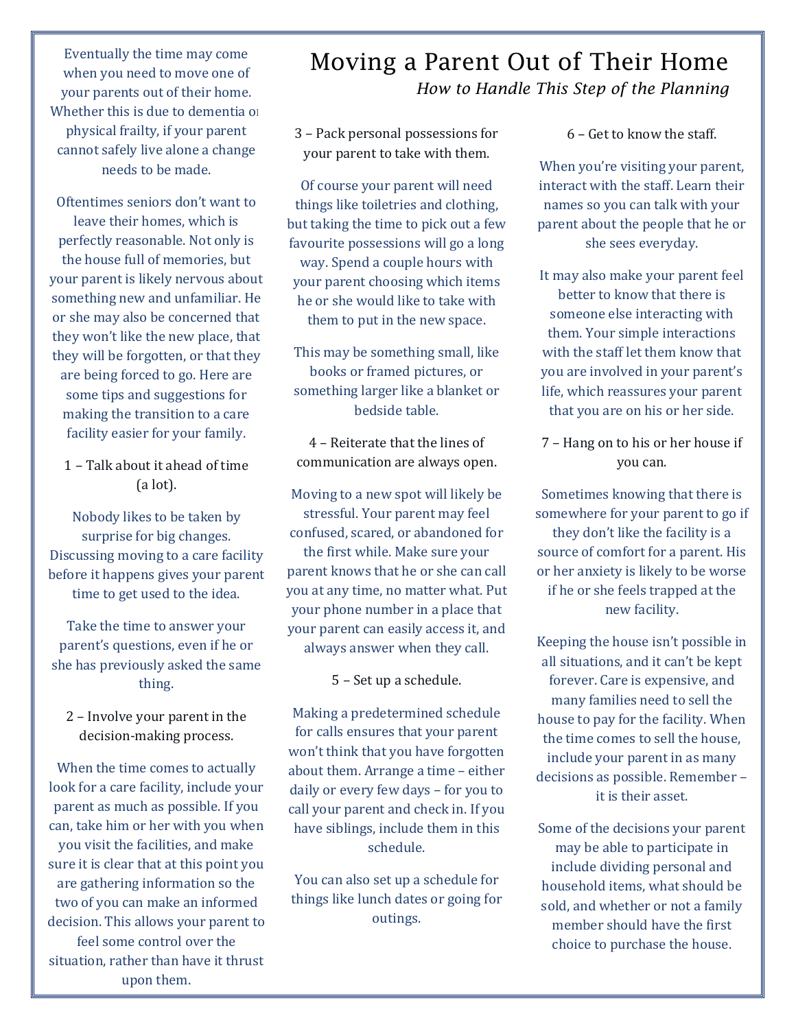# Moving a Parent Out of Their Home

*How to Handle This Step of the Planning*

Eventually the time may come when you need to move one of your parents out of their home. Whether this is due to dementia or physical frailty, if your parent cannot safely live alone a change needs to be made.

Oftentimes seniors don't want to leave their homes, which is perfectly reasonable. Not only is the house full of memories, but your parent is likely nervous about something new and unfamiliar. He or she may also be concerned that they won't like the new place, that they will be forgotten, or that they are being forced to go. Here are some tips and suggestions for making the transition to a care facility easier for your family.

### 1 – Talk about it ahead of time (a lot).

Nobody likes to be taken by surprise for big changes. Discussing moving to a care facility before it happens gives your parent time to get used to the idea.

Take the time to answer your parent's questions, even if he or she has previously asked the same thing.

### 2 – Involve your parent in the decision-making process.

When the time comes to actually look for a care facility, include your parent as much as possible. If you can, take him or her with you when you visit the facilities, and make sure it is clear that at this point you are gathering information so the two of you can make an informed decision. This allows your parent to feel some control over the situation, rather than have it thrust upon them.

### 3 – Pack personal possessions for your parent to take with them.

Of course your parent will need things like toiletries and clothing, but taking the time to pick out a few favourite possessions will go a long way. Spend a couple hours with your parent choosing which items he or she would like to take with them to put in the new space.

This may be something small, like books or framed pictures, or something larger like a blanket or bedside table.

### 4 – Reiterate that the lines of communication are always open.

Moving to a new spot will likely be stressful. Your parent may feel confused, scared, or abandoned for the first while. Make sure your parent knows that he or she can call you at any time, no matter what. Put your phone number in a place that your parent can easily access it, and always answer when they call.

### 5 – Set up a schedule.

Making a predetermined schedule for calls ensures that your parent won't think that you have forgotten about them. Arrange a time – either daily or every few days – for you to call your parent and check in. If you have siblings, include them in this schedule.

You can also set up a schedule for things like lunch dates or going for outings.

### 6 – Get to know the staff.

When you're visiting your parent, interact with the staff. Learn their names so you can talk with your parent about the people that he or she sees everyday.

It may also make your parent feel better to know that there is someone else interacting with them. Your simple interactions with the staff let them know that you are involved in your parent's life, which reassures your parent that you are on his or her side.

### 7 – Hang on to his or her house if you can.

Sometimes knowing that there is somewhere for your parent to go if they don't like the facility is a source of comfort for a parent. His or her anxiety is likely to be worse if he or she feels trapped at the new facility.

Keeping the house isn't possible in all situations, and it can't be kept forever. Care is expensive, and many families need to sell the house to pay for the facility. When the time comes to sell the house, include your parent in as many decisions as possible. Remember – it is their asset.

Some of the decisions your parent may be able to participate in include dividing personal and household items, what should be sold, and whether or not a family member should have the first choice to purchase the house.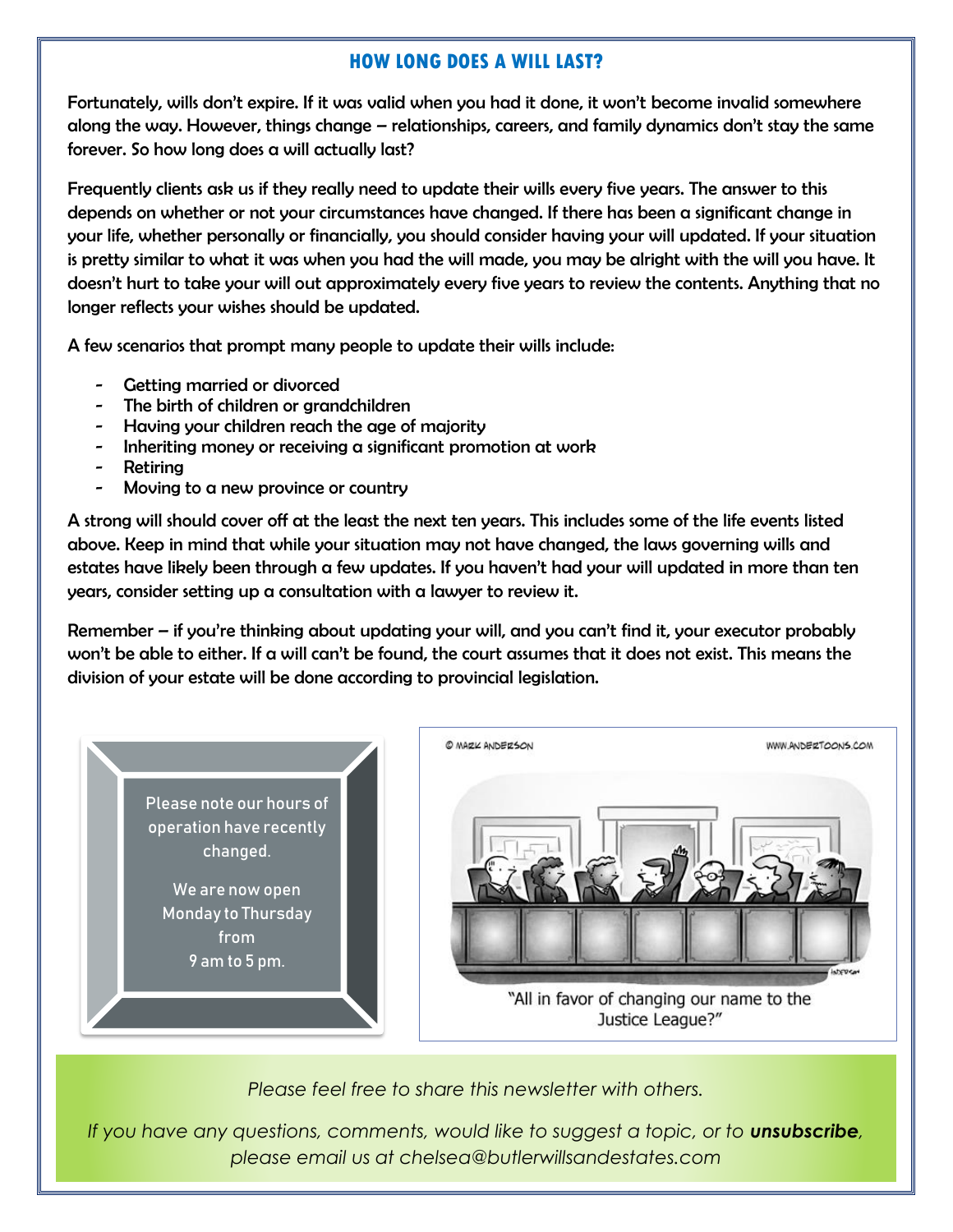## HOW LONG DOES A WILL LAST?

Fortunately, wills don't expire. If it was valid when you had it done, it won't become invalid somewhere along the way. However, things change – relationships, careers, and family dynamics don't stay the same forever. So how long does a will actually last?

Frequently clients ask us if they really need to update their wills every five years. The answer to this depends on whether or not your circumstances have changed. If there has been a significant change in your life, whether personally or financially, you should consider having your will updated. If your situation is pretty similar to what it was when you had the will made, you may be alright with the will you have. It doesn't hurt to take your will out approximately every five years to review the contents. Anything that no longer reflects your wishes should be updated.

A few scenarios that prompt many people to update their wills include:

- Getting married or divorced
- The birth of children or grandchildren
- Having your children reach the age of majority
- Inheriting money or receiving a significant promotion at work
- Retiring
- Moving to a new province or country

A strong will should cover off at the least the next ten years. This includes some of the life events listed above. Keep in mind that while your situation may not have changed, the laws governing wills and estates have likely been through a few updates. If you haven't had your will updated in more than ten years, consider setting up a consultation with a lawyer to review it.

Remember – if you're thinking about updating your will, and you can't find it, your executor probably won't be able to either. If a will can't be found, the court assumes that it does not exist. This means the division of your estate will be done according to provincial legislation.

Please note our hours of operation have recently changed.

We are now open Monday to Thursday from 9 am to 5 pm.

© MARK ANDERSON WWW.ANDERTOONS.COM

"All in favor of changing our name to the Justice League?"

*Please feel free to share this newsletter with others.*

*If you have any questions, comments, would like to suggest a topic, or to* ***unsubscribe****, please email us at chelsea@butlerwillsandestates.com*